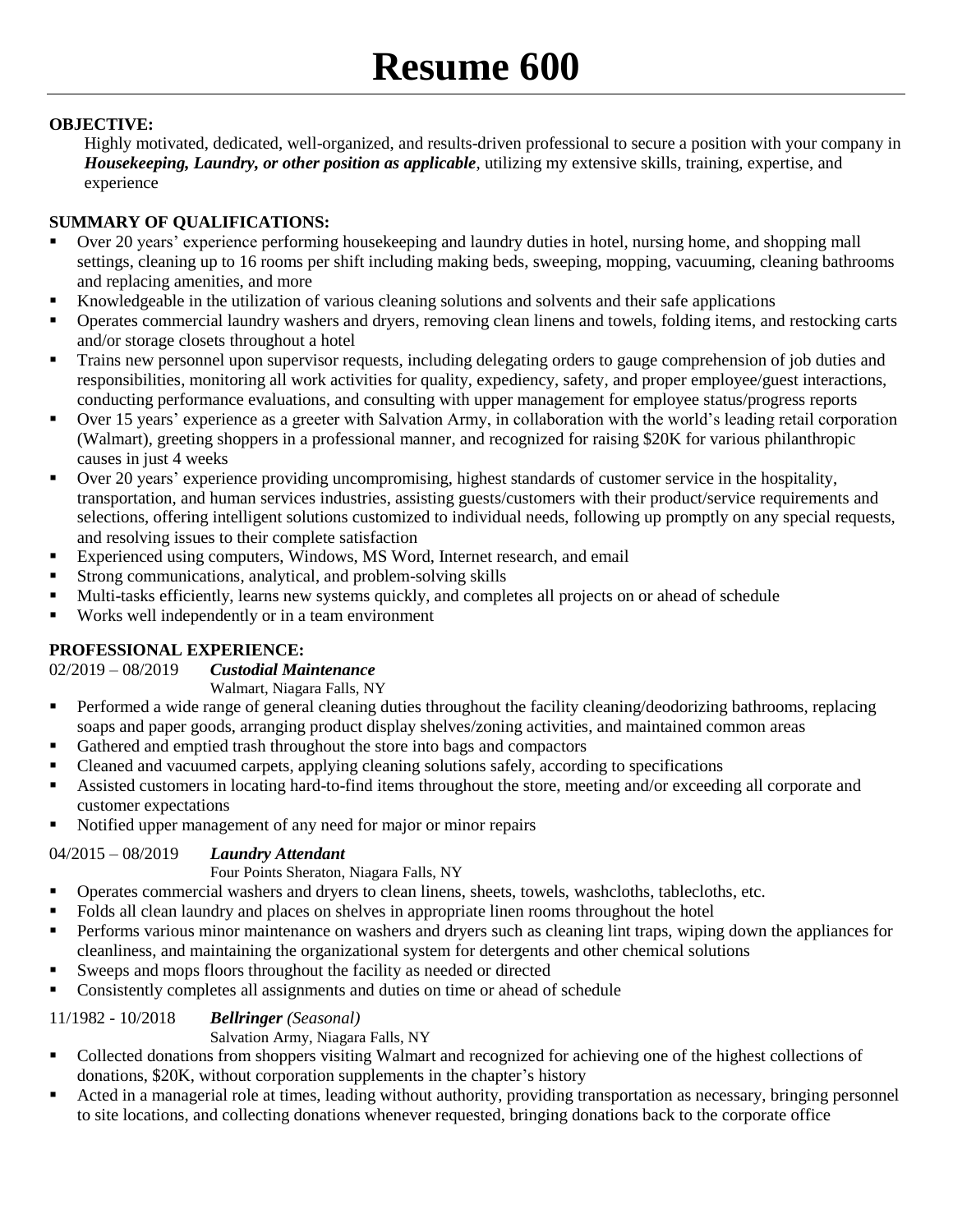# Resume 600

**OBJECTIVE:**

Highly motivated, dedicated, well-organized, and results-driven professional to secure a position with your company in ***Housekeeping, Laundry, or other position as applicable***, utilizing my extensive skills, training, expertise, and experience

**SUMMARY OF QUALIFICATIONS:**

- Over 20 years' experience performing housekeeping and laundry duties in hotel, nursing home, and shopping mall settings, cleaning up to 16 rooms per shift including making beds, sweeping, mopping, vacuuming, cleaning bathrooms and replacing amenities, and more
- Knowledgeable in the utilization of various cleaning solutions and solvents and their safe applications
- Operates commercial laundry washers and dryers, removing clean linens and towels, folding items, and restocking carts and/or storage closets throughout a hotel
- Trains new personnel upon supervisor requests, including delegating orders to gauge comprehension of job duties and responsibilities, monitoring all work activities for quality, expediency, safety, and proper employee/guest interactions, conducting performance evaluations, and consulting with upper management for employee status/progress reports
- Over 15 years' experience as a greeter with Salvation Army, in collaboration with the world's leading retail corporation (Walmart), greeting shoppers in a professional manner, and recognized for raising $20K for various philanthropic causes in just 4 weeks
- Over 20 years' experience providing uncompromising, highest standards of customer service in the hospitality, transportation, and human services industries, assisting guests/customers with their product/service requirements and selections, offering intelligent solutions customized to individual needs, following up promptly on any special requests, and resolving issues to their complete satisfaction
- Experienced using computers, Windows, MS Word, Internet research, and email
- Strong communications, analytical, and problem-solving skills
- Multi-tasks efficiently, learns new systems quickly, and completes all projects on or ahead of schedule
- Works well independently or in a team environment

**PROFESSIONAL EXPERIENCE:**

02/2019 – 08/2019 ***Custodial Maintenance***
Walmart, Niagara Falls, NY

- Performed a wide range of general cleaning duties throughout the facility cleaning/deodorizing bathrooms, replacing soaps and paper goods, arranging product display shelves/zoning activities, and maintained common areas
- Gathered and emptied trash throughout the store into bags and compactors
- Cleaned and vacuumed carpets, applying cleaning solutions safely, according to specifications
- Assisted customers in locating hard-to-find items throughout the store, meeting and/or exceeding all corporate and customer expectations
- Notified upper management of any need for major or minor repairs

04/2015 – 08/2019 ***Laundry Attendant***
Four Points Sheraton, Niagara Falls, NY

- Operates commercial washers and dryers to clean linens, sheets, towels, washcloths, tablecloths, etc.
- Folds all clean laundry and places on shelves in appropriate linen rooms throughout the hotel
- Performs various minor maintenance on washers and dryers such as cleaning lint traps, wiping down the appliances for cleanliness, and maintaining the organizational system for detergents and other chemical solutions
- Sweeps and mops floors throughout the facility as needed or directed
- Consistently completes all assignments and duties on time or ahead of schedule

11/1982 - 10/2018 ***Bellringer** (Seasonal)*
Salvation Army, Niagara Falls, NY

- Collected donations from shoppers visiting Walmart and recognized for achieving one of the highest collections of donations, $20K, without corporation supplements in the chapter's history
- Acted in a managerial role at times, leading without authority, providing transportation as necessary, bringing personnel to site locations, and collecting donations whenever requested, bringing donations back to the corporate office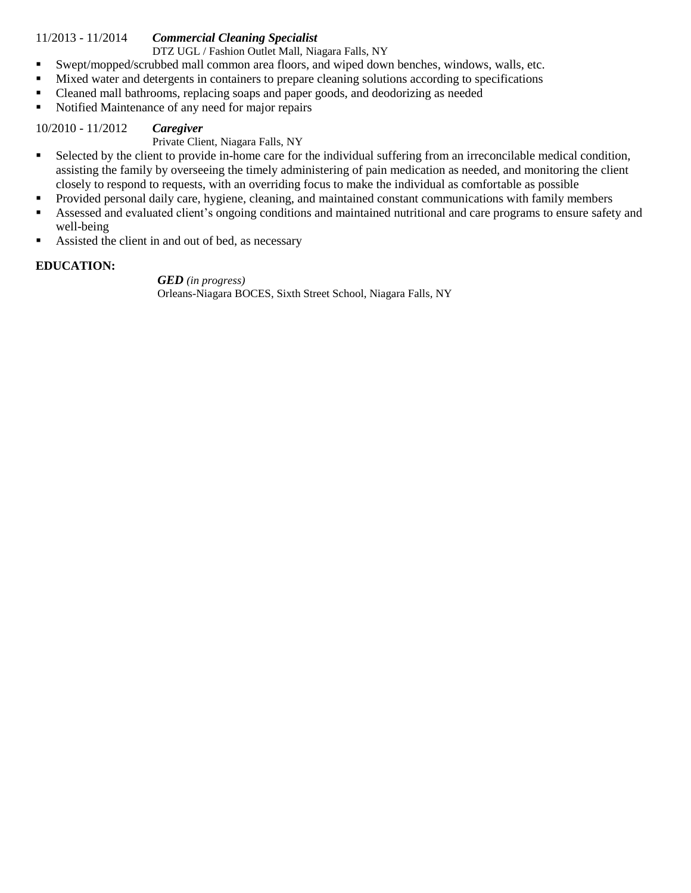11/2013 - 11/2014 ***Commercial Cleaning Specialist***
DTZ UGL / Fashion Outlet Mall, Niagara Falls, NY

- Swept/mopped/scrubbed mall common area floors, and wiped down benches, windows, walls, etc.
- Mixed water and detergents in containers to prepare cleaning solutions according to specifications
- Cleaned mall bathrooms, replacing soaps and paper goods, and deodorizing as needed
- Notified Maintenance of any need for major repairs

10/2010 - 11/2012 ***Caregiver***
Private Client, Niagara Falls, NY

- Selected by the client to provide in-home care for the individual suffering from an irreconcilable medical condition, assisting the family by overseeing the timely administering of pain medication as needed, and monitoring the client closely to respond to requests, with an overriding focus to make the individual as comfortable as possible
- Provided personal daily care, hygiene, cleaning, and maintained constant communications with family members
- Assessed and evaluated client's ongoing conditions and maintained nutritional and care programs to ensure safety and well-being
- Assisted the client in and out of bed, as necessary

**EDUCATION:**

***GED*** *(in progress)*
Orleans-Niagara BOCES, Sixth Street School, Niagara Falls, NY